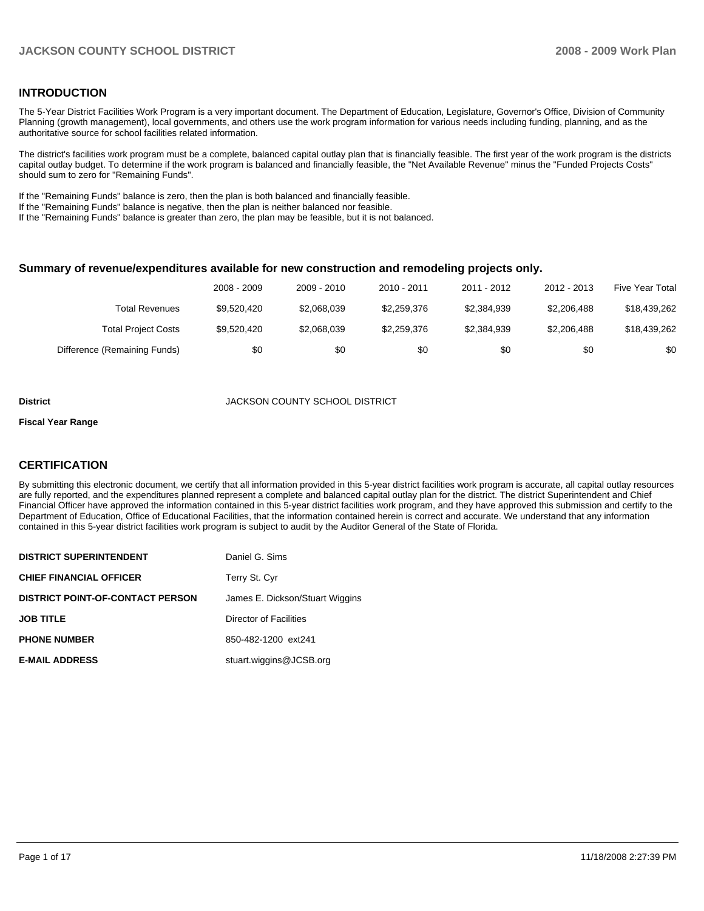## INTRODUCTION

The 5-Year District Facilities Work Program is a very important document. The Department of Education, Legislature, Governor's Office, Division of Community Planning (growth management), local governments, and others use the work program information for various needs including funding, planning, and as the authoritative source for school facilities related information.

The district's facilities work program must be a complete, balanced capital outlay plan that is financially feasible. The first year of the work program is the districts capital outlay budget. To determine if the work program is balanced and financially feasible, the "Net Available Revenue" minus the "Funded Projects Costs" should sum to zero for "Remaining Funds".

If the "Remaining Funds" balance is zero, then the plan is both balanced and financially feasible.
If the "Remaining Funds" balance is negative, then the plan is neither balanced nor feasible.
If the "Remaining Funds" balance is greater than zero, the plan may be feasible, but it is not balanced.

### Summary of revenue/expenditures available for new construction and remodeling projects only.

| | 2008 - 2009 | 2009 - 2010 | 2010 - 2011 | 2011 - 2012 | 2012 - 2013 | Five Year Total |
|---|---|---|---|---|---|---|
| Total Revenues | $9,520,420 | $2,068,039 | $2,259,376 | $2,384,939 | $2,206,488 | $18,439,262 |
| Total Project Costs | $9,520,420 | $2,068,039 | $2,259,376 | $2,384,939 | $2,206,488 | $18,439,262 |
| Difference (Remaining Funds) | $0 | $0 | $0 | $0 | $0 | $0 |

**District** JACKSON COUNTY SCHOOL DISTRICT

**Fiscal Year Range**

## CERTIFICATION

By submitting this electronic document, we certify that all information provided in this 5-year district facilities work program is accurate, all capital outlay resources are fully reported, and the expenditures planned represent a complete and balanced capital outlay plan for the district. The district Superintendent and Chief Financial Officer have approved the information contained in this 5-year district facilities work program, and they have approved this submission and certify to the Department of Education, Office of Educational Facilities, that the information contained herein is correct and accurate. We understand that any information contained in this 5-year district facilities work program is subject to audit by the Auditor General of the State of Florida.

| | |
|---|---|
| **DISTRICT SUPERINTENDENT** | Daniel G. Sims |
| **CHIEF FINANCIAL OFFICER** | Terry St. Cyr |
| **DISTRICT POINT-OF-CONTACT PERSON** | James E. Dickson/Stuart Wiggins |
| **JOB TITLE** | Director of Facilities |
| **PHONE NUMBER** | 850-482-1200 ext241 |
| **E-MAIL ADDRESS** | stuart.wiggins@JCSB.org |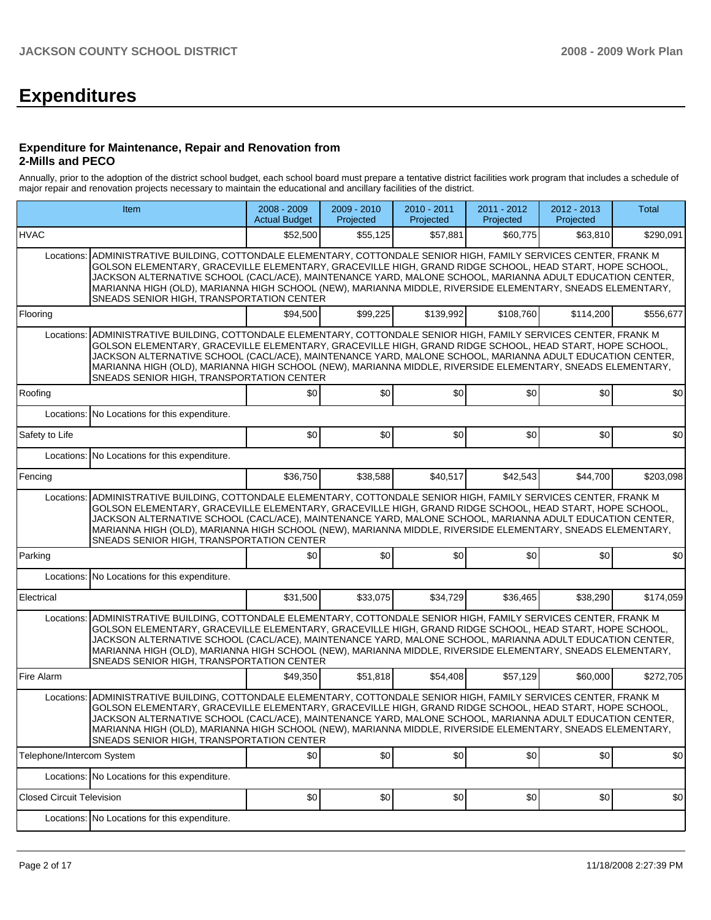# Expenditures

### Expenditure for Maintenance, Repair and Renovation from 2-Mills and PECO

Annually, prior to the adoption of the district school budget, each school board must prepare a tentative district facilities work program that includes a schedule of major repair and renovation projects necessary to maintain the educational and ancillary facilities of the district.

| Item | | 2008 - 2009 Actual Budget | 2009 - 2010 Projected | 2010 - 2011 Projected | 2011 - 2012 Projected | 2012 - 2013 Projected | Total |
|---|---|---|---|---|---|---|---|
| HVAC | | $52,500 | $55,125 | $57,881 | $60,775 | $63,810 | $290,091 |
| Locations: | ADMINISTRATIVE BUILDING, COTTONDALE ELEMENTARY, COTTONDALE SENIOR HIGH, FAMILY SERVICES CENTER, FRANK M GOLSON ELEMENTARY, GRACEVILLE ELEMENTARY, GRACEVILLE HIGH, GRAND RIDGE SCHOOL, HEAD START, HOPE SCHOOL, JACKSON ALTERNATIVE SCHOOL (CACL/ACE), MAINTENANCE YARD, MALONE SCHOOL, MARIANNA ADULT EDUCATION CENTER, MARIANNA HIGH (OLD), MARIANNA HIGH SCHOOL (NEW), MARIANNA MIDDLE, RIVERSIDE ELEMENTARY, SNEADS ELEMENTARY, SNEADS SENIOR HIGH, TRANSPORTATION CENTER | | | | | | |
| Flooring | | $94,500 | $99,225 | $139,992 | $108,760 | $114,200 | $556,677 |
| Locations: | ADMINISTRATIVE BUILDING, COTTONDALE ELEMENTARY, COTTONDALE SENIOR HIGH, FAMILY SERVICES CENTER, FRANK M GOLSON ELEMENTARY, GRACEVILLE ELEMENTARY, GRACEVILLE HIGH, GRAND RIDGE SCHOOL, HEAD START, HOPE SCHOOL, JACKSON ALTERNATIVE SCHOOL (CACL/ACE), MAINTENANCE YARD, MALONE SCHOOL, MARIANNA ADULT EDUCATION CENTER, MARIANNA HIGH (OLD), MARIANNA HIGH SCHOOL (NEW), MARIANNA MIDDLE, RIVERSIDE ELEMENTARY, SNEADS ELEMENTARY, SNEADS SENIOR HIGH, TRANSPORTATION CENTER | | | | | | |
| Roofing | | $0 | $0 | $0 | $0 | $0 | $0 |
| Locations: | No Locations for this expenditure. | | | | | | |
| Safety to Life | | $0 | $0 | $0 | $0 | $0 | $0 |
| Locations: | No Locations for this expenditure. | | | | | | |
| Fencing | | $36,750 | $38,588 | $40,517 | $42,543 | $44,700 | $203,098 |
| Locations: | ADMINISTRATIVE BUILDING, COTTONDALE ELEMENTARY, COTTONDALE SENIOR HIGH, FAMILY SERVICES CENTER, FRANK M GOLSON ELEMENTARY, GRACEVILLE ELEMENTARY, GRACEVILLE HIGH, GRAND RIDGE SCHOOL, HEAD START, HOPE SCHOOL, JACKSON ALTERNATIVE SCHOOL (CACL/ACE), MAINTENANCE YARD, MALONE SCHOOL, MARIANNA ADULT EDUCATION CENTER, MARIANNA HIGH (OLD), MARIANNA HIGH SCHOOL (NEW), MARIANNA MIDDLE, RIVERSIDE ELEMENTARY, SNEADS ELEMENTARY, SNEADS SENIOR HIGH, TRANSPORTATION CENTER | | | | | | |
| Parking | | $0 | $0 | $0 | $0 | $0 | $0 |
| Locations: | No Locations for this expenditure. | | | | | | |
| Electrical | | $31,500 | $33,075 | $34,729 | $36,465 | $38,290 | $174,059 |
| Locations: | ADMINISTRATIVE BUILDING, COTTONDALE ELEMENTARY, COTTONDALE SENIOR HIGH, FAMILY SERVICES CENTER, FRANK M GOLSON ELEMENTARY, GRACEVILLE ELEMENTARY, GRACEVILLE HIGH, GRAND RIDGE SCHOOL, HEAD START, HOPE SCHOOL, JACKSON ALTERNATIVE SCHOOL (CACL/ACE), MAINTENANCE YARD, MALONE SCHOOL, MARIANNA ADULT EDUCATION CENTER, MARIANNA HIGH (OLD), MARIANNA HIGH SCHOOL (NEW), MARIANNA MIDDLE, RIVERSIDE ELEMENTARY, SNEADS ELEMENTARY, SNEADS SENIOR HIGH, TRANSPORTATION CENTER | | | | | | |
| Fire Alarm | | $49,350 | $51,818 | $54,408 | $57,129 | $60,000 | $272,705 |
| Locations: | ADMINISTRATIVE BUILDING, COTTONDALE ELEMENTARY, COTTONDALE SENIOR HIGH, FAMILY SERVICES CENTER, FRANK M GOLSON ELEMENTARY, GRACEVILLE ELEMENTARY, GRACEVILLE HIGH, GRAND RIDGE SCHOOL, HEAD START, HOPE SCHOOL, JACKSON ALTERNATIVE SCHOOL (CACL/ACE), MAINTENANCE YARD, MALONE SCHOOL, MARIANNA ADULT EDUCATION CENTER, MARIANNA HIGH (OLD), MARIANNA HIGH SCHOOL (NEW), MARIANNA MIDDLE, RIVERSIDE ELEMENTARY, SNEADS ELEMENTARY, SNEADS SENIOR HIGH, TRANSPORTATION CENTER | | | | | | |
| Telephone/Intercom System | | $0 | $0 | $0 | $0 | $0 | $0 |
| Locations: | No Locations for this expenditure. | | | | | | |
| Closed Circuit Television | | $0 | $0 | $0 | $0 | $0 | $0 |
| Locations: | No Locations for this expenditure. | | | | | | |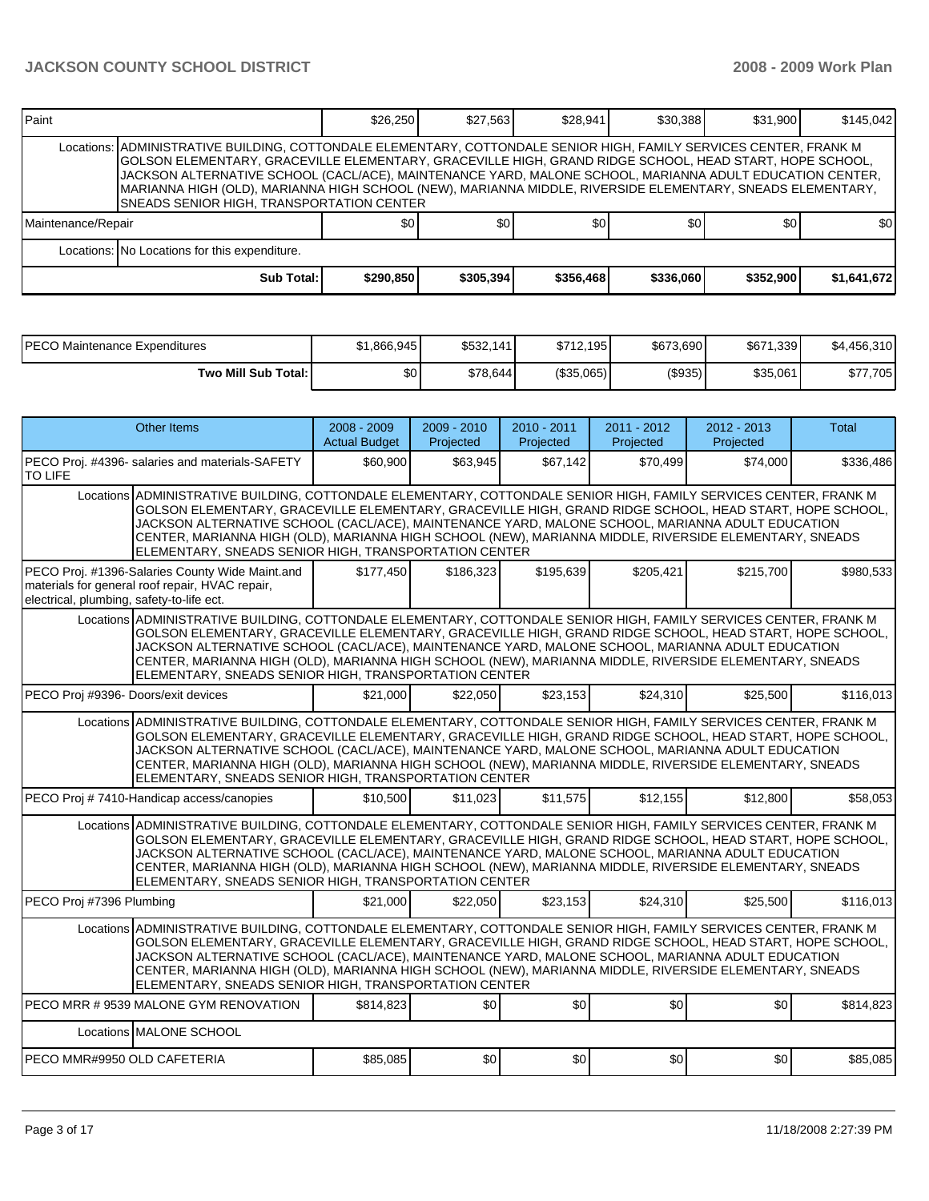| Paint | | $26,250 | $27,563 | $28,941 | $30,388 | $31,900 | $145,042 |
|---|---|---|---|---|---|---|---|
| | Locations: | ADMINISTRATIVE BUILDING, COTTONDALE ELEMENTARY, COTTONDALE SENIOR HIGH, FAMILY SERVICES CENTER, FRANK M GOLSON ELEMENTARY, GRACEVILLE ELEMENTARY, GRACEVILLE HIGH, GRAND RIDGE SCHOOL, HEAD START, HOPE SCHOOL, JACKSON ALTERNATIVE SCHOOL (CACL/ACE), MAINTENANCE YARD, MALONE SCHOOL, MARIANNA ADULT EDUCATION CENTER, MARIANNA HIGH (OLD), MARIANNA HIGH SCHOOL (NEW), MARIANNA MIDDLE, RIVERSIDE ELEMENTARY, SNEADS ELEMENTARY, SNEADS SENIOR HIGH, TRANSPORTATION CENTER | | | | | |
| Maintenance/Repair | | $0 | $0 | $0 | $0 | $0 | $0 |
| | Locations: | No Locations for this expenditure. | | | | | |
| | **Sub Total:** | **$290,850** | **$305,394** | **$356,468** | **$336,060** | **$352,900** | **$1,641,672** |

| PECO Maintenance Expenditures | $1,866,945 | $532,141 | $712,195 | $673,690 | $671,339 | $4,456,310 |
|---|---|---|---|---|---|---|
| **Two Mill Sub Total:** | $0 | $78,644 | ($35,065) | ($935) | $35,061 | $77,705 |

| Other Items | | 2008 - 2009 Actual Budget | 2009 - 2010 Projected | 2010 - 2011 Projected | 2011 - 2012 Projected | 2012 - 2013 Projected | Total |
|---|---|---|---|---|---|---|---|
| PECO Proj. #4396- salaries and materials-SAFETY TO LIFE | | $60,900 | $63,945 | $67,142 | $70,499 | $74,000 | $336,486 |
| | Locations | ADMINISTRATIVE BUILDING, COTTONDALE ELEMENTARY, COTTONDALE SENIOR HIGH, FAMILY SERVICES CENTER, FRANK M GOLSON ELEMENTARY, GRACEVILLE ELEMENTARY, GRACEVILLE HIGH, GRAND RIDGE SCHOOL, HEAD START, HOPE SCHOOL, JACKSON ALTERNATIVE SCHOOL (CACL/ACE), MAINTENANCE YARD, MALONE SCHOOL, MARIANNA ADULT EDUCATION CENTER, MARIANNA HIGH (OLD), MARIANNA HIGH SCHOOL (NEW), MARIANNA MIDDLE, RIVERSIDE ELEMENTARY, SNEADS ELEMENTARY, SNEADS SENIOR HIGH, TRANSPORTATION CENTER | | | | | |
| PECO Proj. #1396-Salaries County Wide Maint.and materials for general roof repair, HVAC repair, electrical, plumbing, safety-to-life ect. | | $177,450 | $186,323 | $195,639 | $205,421 | $215,700 | $980,533 |
| | Locations | ADMINISTRATIVE BUILDING, COTTONDALE ELEMENTARY, COTTONDALE SENIOR HIGH, FAMILY SERVICES CENTER, FRANK M GOLSON ELEMENTARY, GRACEVILLE ELEMENTARY, GRACEVILLE HIGH, GRAND RIDGE SCHOOL, HEAD START, HOPE SCHOOL, JACKSON ALTERNATIVE SCHOOL (CACL/ACE), MAINTENANCE YARD, MALONE SCHOOL, MARIANNA ADULT EDUCATION CENTER, MARIANNA HIGH (OLD), MARIANNA HIGH SCHOOL (NEW), MARIANNA MIDDLE, RIVERSIDE ELEMENTARY, SNEADS ELEMENTARY, SNEADS SENIOR HIGH, TRANSPORTATION CENTER | | | | | |
| PECO Proj #9396- Doors/exit devices | | $21,000 | $22,050 | $23,153 | $24,310 | $25,500 | $116,013 |
| | Locations | ADMINISTRATIVE BUILDING, COTTONDALE ELEMENTARY, COTTONDALE SENIOR HIGH, FAMILY SERVICES CENTER, FRANK M GOLSON ELEMENTARY, GRACEVILLE ELEMENTARY, GRACEVILLE HIGH, GRAND RIDGE SCHOOL, HEAD START, HOPE SCHOOL, JACKSON ALTERNATIVE SCHOOL (CACL/ACE), MAINTENANCE YARD, MALONE SCHOOL, MARIANNA ADULT EDUCATION CENTER, MARIANNA HIGH (OLD), MARIANNA HIGH SCHOOL (NEW), MARIANNA MIDDLE, RIVERSIDE ELEMENTARY, SNEADS ELEMENTARY, SNEADS SENIOR HIGH, TRANSPORTATION CENTER | | | | | |
| PECO Proj # 7410-Handicap access/canopies | | $10,500 | $11,023 | $11,575 | $12,155 | $12,800 | $58,053 |
| | Locations | ADMINISTRATIVE BUILDING, COTTONDALE ELEMENTARY, COTTONDALE SENIOR HIGH, FAMILY SERVICES CENTER, FRANK M GOLSON ELEMENTARY, GRACEVILLE ELEMENTARY, GRACEVILLE HIGH, GRAND RIDGE SCHOOL, HEAD START, HOPE SCHOOL, JACKSON ALTERNATIVE SCHOOL (CACL/ACE), MAINTENANCE YARD, MALONE SCHOOL, MARIANNA ADULT EDUCATION CENTER, MARIANNA HIGH (OLD), MARIANNA HIGH SCHOOL (NEW), MARIANNA MIDDLE, RIVERSIDE ELEMENTARY, SNEADS ELEMENTARY, SNEADS SENIOR HIGH, TRANSPORTATION CENTER | | | | | |
| PECO Proj #7396 Plumbing | | $21,000 | $22,050 | $23,153 | $24,310 | $25,500 | $116,013 |
| | Locations | ADMINISTRATIVE BUILDING, COTTONDALE ELEMENTARY, COTTONDALE SENIOR HIGH, FAMILY SERVICES CENTER, FRANK M GOLSON ELEMENTARY, GRACEVILLE ELEMENTARY, GRACEVILLE HIGH, GRAND RIDGE SCHOOL, HEAD START, HOPE SCHOOL, JACKSON ALTERNATIVE SCHOOL (CACL/ACE), MAINTENANCE YARD, MALONE SCHOOL, MARIANNA ADULT EDUCATION CENTER, MARIANNA HIGH (OLD), MARIANNA HIGH SCHOOL (NEW), MARIANNA MIDDLE, RIVERSIDE ELEMENTARY, SNEADS ELEMENTARY, SNEADS SENIOR HIGH, TRANSPORTATION CENTER | | | | | |
| PECO MRR # 9539 MALONE GYM RENOVATION | | $814,823 | $0 | $0 | $0 | $0 | $814,823 |
| | Locations | MALONE SCHOOL | | | | | |
| PECO MMR#9950 OLD CAFETERIA | | $85,085 | $0 | $0 | $0 | $0 | $85,085 |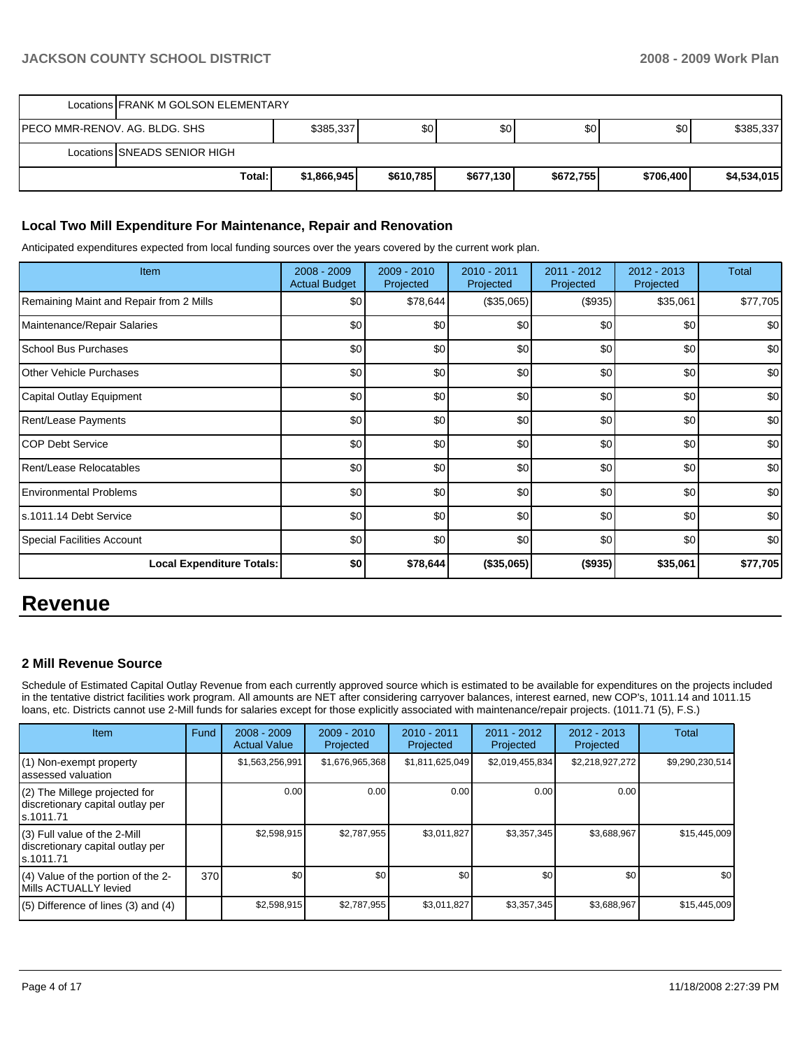| | | | | | | |
|---|---|---|---|---|---|---|
| Locations | FRANK M GOLSON ELEMENTARY | | | | | |
| PECO MMR-RENOV. AG. BLDG. SHS | | $385,337 | $0 | $0 | $0 | $0 | $385,337 |
| Locations | SNEADS SENIOR HIGH | | | | | |
| | Total: | $1,866,945 | $610,785 | $677,130 | $672,755 | $706,400 | $4,534,015 |

## Local Two Mill Expenditure For Maintenance, Repair and Renovation

Anticipated expenditures expected from local funding sources over the years covered by the current work plan.

| Item | 2008 - 2009 Actual Budget | 2009 - 2010 Projected | 2010 - 2011 Projected | 2011 - 2012 Projected | 2012 - 2013 Projected | Total |
|---|---|---|---|---|---|---|
| Remaining Maint and Repair from 2 Mills | $0 | $78,644 | ($35,065) | ($935) | $35,061 | $77,705 |
| Maintenance/Repair Salaries | $0 | $0 | $0 | $0 | $0 | $0 |
| School Bus Purchases | $0 | $0 | $0 | $0 | $0 | $0 |
| Other Vehicle Purchases | $0 | $0 | $0 | $0 | $0 | $0 |
| Capital Outlay Equipment | $0 | $0 | $0 | $0 | $0 | $0 |
| Rent/Lease Payments | $0 | $0 | $0 | $0 | $0 | $0 |
| COP Debt Service | $0 | $0 | $0 | $0 | $0 | $0 |
| Rent/Lease Relocatables | $0 | $0 | $0 | $0 | $0 | $0 |
| Environmental Problems | $0 | $0 | $0 | $0 | $0 | $0 |
| s.1011.14 Debt Service | $0 | $0 | $0 | $0 | $0 | $0 |
| Special Facilities Account | $0 | $0 | $0 | $0 | $0 | $0 |
| **Local Expenditure Totals:** | **$0** | **$78,644** | **($35,065)** | **($935)** | **$35,061** | **$77,705** |

# Revenue

## 2 Mill Revenue Source

Schedule of Estimated Capital Outlay Revenue from each currently approved source which is estimated to be available for expenditures on the projects included in the tentative district facilities work program. All amounts are NET after considering carryover balances, interest earned, new COP's, 1011.14 and 1011.15 loans, etc. Districts cannot use 2-Mill funds for salaries except for those explicitly associated with maintenance/repair projects. (1011.71 (5), F.S.)

| Item | Fund | 2008 - 2009 Actual Value | 2009 - 2010 Projected | 2010 - 2011 Projected | 2011 - 2012 Projected | 2012 - 2013 Projected | Total |
|---|---|---|---|---|---|---|---|
| (1) Non-exempt property assessed valuation | | $1,563,256,991 | $1,676,965,368 | $1,811,625,049 | $2,019,455,834 | $2,218,927,272 | $9,290,230,514 |
| (2) The Millege projected for discretionary capital outlay per s.1011.71 | | 0.00 | 0.00 | 0.00 | 0.00 | 0.00 | |
| (3) Full value of the 2-Mill discretionary capital outlay per s.1011.71 | | $2,598,915 | $2,787,955 | $3,011,827 | $3,357,345 | $3,688,967 | $15,445,009 |
| (4) Value of the portion of the 2-Mills ACTUALLY levied | 370 | $0 | $0 | $0 | $0 | $0 | $0 |
| (5) Difference of lines (3) and (4) | | $2,598,915 | $2,787,955 | $3,011,827 | $3,357,345 | $3,688,967 | $15,445,009 |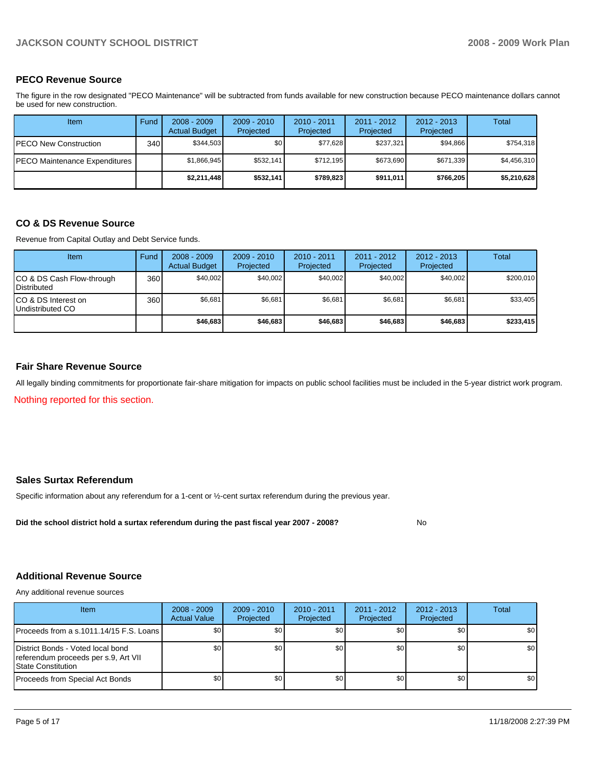## PECO Revenue Source

The figure in the row designated "PECO Maintenance" will be subtracted from funds available for new construction because PECO maintenance dollars cannot be used for new construction.

| Item | Fund | 2008 - 2009 Actual Budget | 2009 - 2010 Projected | 2010 - 2011 Projected | 2011 - 2012 Projected | 2012 - 2013 Projected | Total |
|---|---|---|---|---|---|---|---|
| PECO New Construction | 340 | $344,503 | $0 | $77,628 | $237,321 | $94,866 | $754,318 |
| PECO Maintenance Expenditures | | $1,866,945 | $532,141 | $712,195 | $673,690 | $671,339 | $4,456,310 |
| | | **$2,211,448** | **$532,141** | **$789,823** | **$911,011** | **$766,205** | **$5,210,628** |

## CO & DS Revenue Source

Revenue from Capital Outlay and Debt Service funds.

| Item | Fund | 2008 - 2009 Actual Budget | 2009 - 2010 Projected | 2010 - 2011 Projected | 2011 - 2012 Projected | 2012 - 2013 Projected | Total |
|---|---|---|---|---|---|---|---|
| CO & DS Cash Flow-through Distributed | 360 | $40,002 | $40,002 | $40,002 | $40,002 | $40,002 | $200,010 |
| CO & DS Interest on Undistributed CO | 360 | $6,681 | $6,681 | $6,681 | $6,681 | $6,681 | $33,405 |
| | | **$46,683** | **$46,683** | **$46,683** | **$46,683** | **$46,683** | **$233,415** |

## Fair Share Revenue Source

All legally binding commitments for proportionate fair-share mitigation for impacts on public school facilities must be included in the 5-year district work program.

Nothing reported for this section.

## Sales Surtax Referendum

Specific information about any referendum for a 1-cent or ½-cent surtax referendum during the previous year.

**Did the school district hold a surtax referendum during the past fiscal year 2007 - 2008?** No

## Additional Revenue Source

Any additional revenue sources

| Item | 2008 - 2009 Actual Value | 2009 - 2010 Projected | 2010 - 2011 Projected | 2011 - 2012 Projected | 2012 - 2013 Projected | Total |
|---|---|---|---|---|---|---|
| Proceeds from a s.1011.14/15 F.S. Loans | $0 | $0 | $0 | $0 | $0 | $0 |
| District Bonds - Voted local bond referendum proceeds per s.9, Art VII State Constitution | $0 | $0 | $0 | $0 | $0 | $0 |
| Proceeds from Special Act Bonds | $0 | $0 | $0 | $0 | $0 | $0 |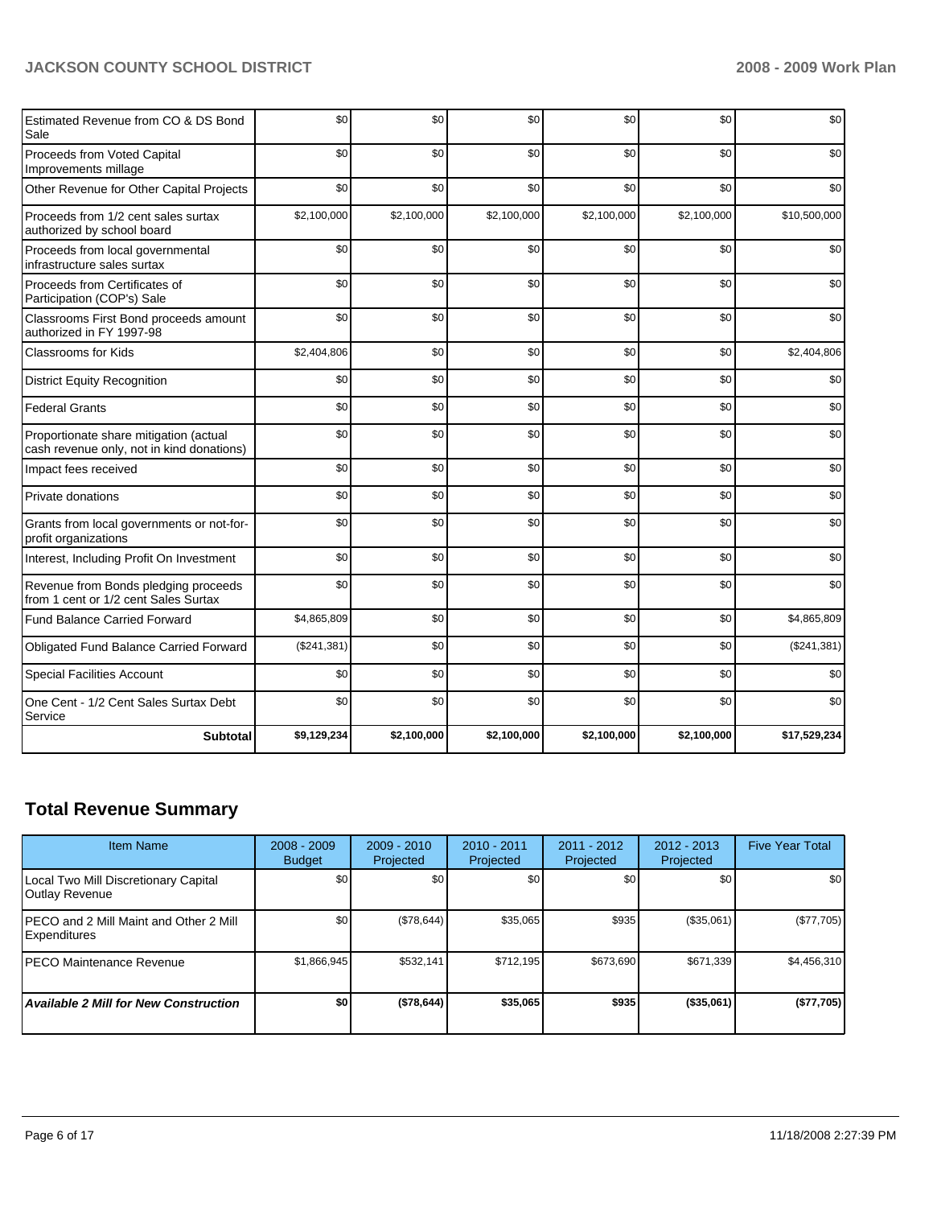| | | | | | | |
|---|---|---|---|---|---|---|
| Estimated Revenue from CO & DS Bond Sale | $0 | $0 | $0 | $0 | $0 | $0 |
| Proceeds from Voted Capital Improvements millage | $0 | $0 | $0 | $0 | $0 | $0 |
| Other Revenue for Other Capital Projects | $0 | $0 | $0 | $0 | $0 | $0 |
| Proceeds from 1/2 cent sales surtax authorized by school board | $2,100,000 | $2,100,000 | $2,100,000 | $2,100,000 | $2,100,000 | $10,500,000 |
| Proceeds from local governmental infrastructure sales surtax | $0 | $0 | $0 | $0 | $0 | $0 |
| Proceeds from Certificates of Participation (COP's) Sale | $0 | $0 | $0 | $0 | $0 | $0 |
| Classrooms First Bond proceeds amount authorized in FY 1997-98 | $0 | $0 | $0 | $0 | $0 | $0 |
| Classrooms for Kids | $2,404,806 | $0 | $0 | $0 | $0 | $2,404,806 |
| District Equity Recognition | $0 | $0 | $0 | $0 | $0 | $0 |
| Federal Grants | $0 | $0 | $0 | $0 | $0 | $0 |
| Proportionate share mitigation (actual cash revenue only, not in kind donations) | $0 | $0 | $0 | $0 | $0 | $0 |
| Impact fees received | $0 | $0 | $0 | $0 | $0 | $0 |
| Private donations | $0 | $0 | $0 | $0 | $0 | $0 |
| Grants from local governments or not-for-profit organizations | $0 | $0 | $0 | $0 | $0 | $0 |
| Interest, Including Profit On Investment | $0 | $0 | $0 | $0 | $0 | $0 |
| Revenue from Bonds pledging proceeds from 1 cent or 1/2 cent Sales Surtax | $0 | $0 | $0 | $0 | $0 | $0 |
| Fund Balance Carried Forward | $4,865,809 | $0 | $0 | $0 | $0 | $4,865,809 |
| Obligated Fund Balance Carried Forward | ($241,381) | $0 | $0 | $0 | $0 | ($241,381) |
| Special Facilities Account | $0 | $0 | $0 | $0 | $0 | $0 |
| One Cent - 1/2 Cent Sales Surtax Debt Service | $0 | $0 | $0 | $0 | $0 | $0 |
| **Subtotal** | **$9,129,234** | **$2,100,000** | **$2,100,000** | **$2,100,000** | **$2,100,000** | **$17,529,234** |

## Total Revenue Summary

| Item Name | 2008 - 2009 Budget | 2009 - 2010 Projected | 2010 - 2011 Projected | 2011 - 2012 Projected | 2012 - 2013 Projected | Five Year Total |
|---|---|---|---|---|---|---|
| Local Two Mill Discretionary Capital Outlay Revenue | $0 | $0 | $0 | $0 | $0 | $0 |
| PECO and 2 Mill Maint and Other 2 Mill Expenditures | $0 | ($78,644) | $35,065 | $935 | ($35,061) | ($77,705) |
| PECO Maintenance Revenue | $1,866,945 | $532,141 | $712,195 | $673,690 | $671,339 | $4,456,310 |
| ***Available 2 Mill for New Construction*** | **$0** | **($78,644)** | **$35,065** | **$935** | **($35,061)** | **($77,705)** |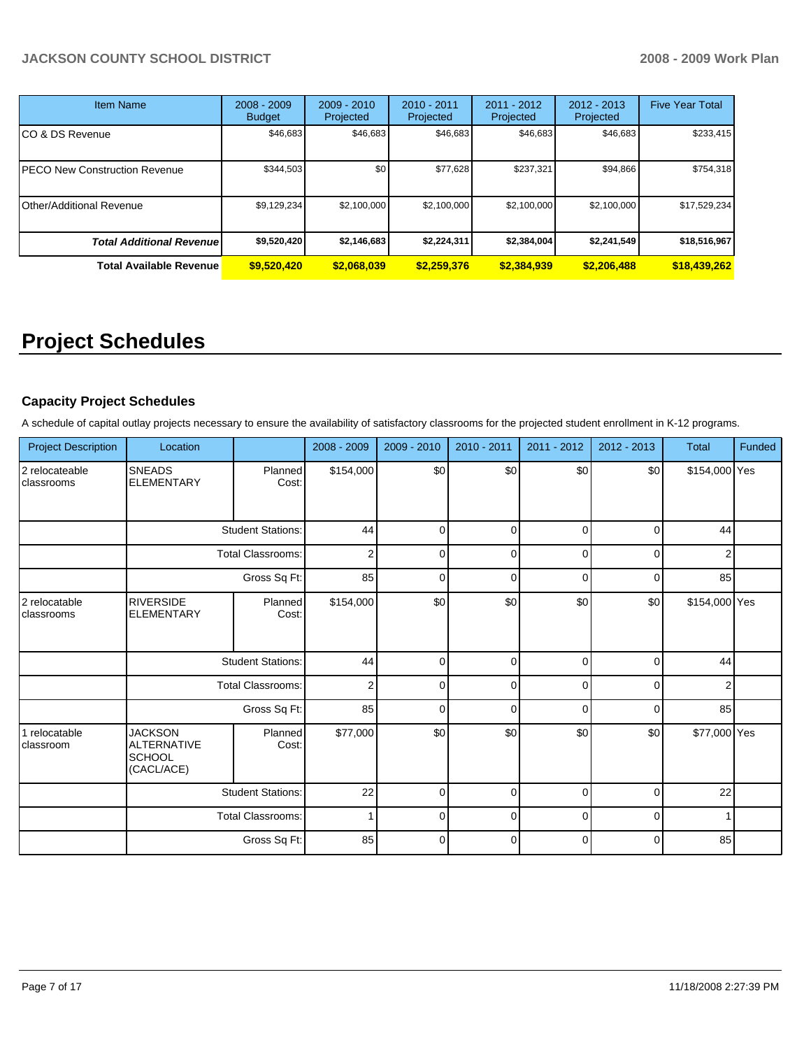| Item Name | 2008 - 2009 Budget | 2009 - 2010 Projected | 2010 - 2011 Projected | 2011 - 2012 Projected | 2012 - 2013 Projected | Five Year Total |
|---|---|---|---|---|---|---|
| CO & DS Revenue | $46,683 | $46,683 | $46,683 | $46,683 | $46,683 | $233,415 |
| PECO New Construction Revenue | $344,503 | $0 | $77,628 | $237,321 | $94,866 | $754,318 |
| Other/Additional Revenue | $9,129,234 | $2,100,000 | $2,100,000 | $2,100,000 | $2,100,000 | $17,529,234 |
| ***Total Additional Revenue*** | **$9,520,420** | **$2,146,683** | **$2,224,311** | **$2,384,004** | **$2,241,549** | **$18,516,967** |
| **Total Available Revenue** | **$9,520,420** | **$2,068,039** | **$2,259,376** | **$2,384,939** | **$2,206,488** | **$18,439,262** |

# Project Schedules

### Capacity Project Schedules

A schedule of capital outlay projects necessary to ensure the availability of satisfactory classrooms for the projected student enrollment in K-12 programs.

| Project Description | Location | | 2008 - 2009 | 2009 - 2010 | 2010 - 2011 | 2011 - 2012 | 2012 - 2013 | Total | Funded |
|---|---|---|---|---|---|---|---|---|---|
| 2 relocateable classrooms | SNEADS ELEMENTARY | Planned Cost: | $154,000 | $0 | $0 | $0 | $0 | $154,000 | Yes |
| | | Student Stations: | 44 | 0 | 0 | 0 | 0 | 44 | |
| | | Total Classrooms: | 2 | 0 | 0 | 0 | 0 | 2 | |
| | | Gross Sq Ft: | 85 | 0 | 0 | 0 | 0 | 85 | |
| 2 relocatable classrooms | RIVERSIDE ELEMENTARY | Planned Cost: | $154,000 | $0 | $0 | $0 | $0 | $154,000 | Yes |
| | | Student Stations: | 44 | 0 | 0 | 0 | 0 | 44 | |
| | | Total Classrooms: | 2 | 0 | 0 | 0 | 0 | 2 | |
| | | Gross Sq Ft: | 85 | 0 | 0 | 0 | 0 | 85 | |
| 1 relocatable classroom | JACKSON ALTERNATIVE SCHOOL (CACL/ACE) | Planned Cost: | $77,000 | $0 | $0 | $0 | $0 | $77,000 | Yes |
| | | Student Stations: | 22 | 0 | 0 | 0 | 0 | 22 | |
| | | Total Classrooms: | 1 | 0 | 0 | 0 | 0 | 1 | |
| | | Gross Sq Ft: | 85 | 0 | 0 | 0 | 0 | 85 | |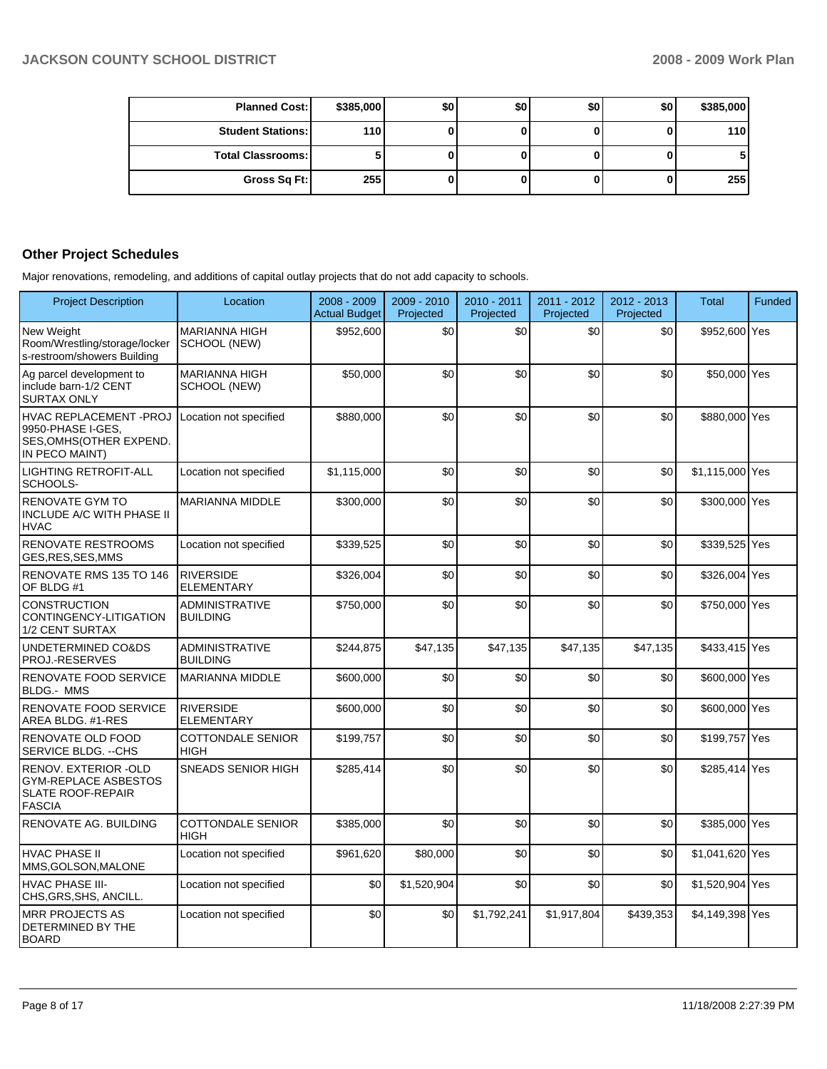| | | | | | | |
|---|---|---|---|---|---|---|
| **Planned Cost:** | $385,000 | $0 | $0 | $0 | $0 | $385,000 |
| **Student Stations:** | 110 | 0 | 0 | 0 | 0 | 110 |
| **Total Classrooms:** | 5 | 0 | 0 | 0 | 0 | 5 |
| **Gross Sq Ft:** | 255 | 0 | 0 | 0 | 0 | 255 |

### Other Project Schedules

Major renovations, remodeling, and additions of capital outlay projects that do not add capacity to schools.

| Project Description | Location | 2008 - 2009 Actual Budget | 2009 - 2010 Projected | 2010 - 2011 Projected | 2011 - 2012 Projected | 2012 - 2013 Projected | Total | Funded |
|---|---|---|---|---|---|---|---|---|
| New Weight Room/Wrestling/storage/lockers-restroom/showers Building | MARIANNA HIGH SCHOOL (NEW) | $952,600 | $0 | $0 | $0 | $0 | $952,600 | Yes |
| Ag parcel development to include barn-1/2 CENT SURTAX ONLY | MARIANNA HIGH SCHOOL (NEW) | $50,000 | $0 | $0 | $0 | $0 | $50,000 | Yes |
| HVAC REPLACEMENT -PROJ 9950-PHASE I-GES, SES,OMHS(OTHER EXPEND. IN PECO MAINT) | Location not specified | $880,000 | $0 | $0 | $0 | $0 | $880,000 | Yes |
| LIGHTING RETROFIT-ALL SCHOOLS- | Location not specified | $1,115,000 | $0 | $0 | $0 | $0 | $1,115,000 | Yes |
| RENOVATE GYM TO INCLUDE A/C WITH PHASE II HVAC | MARIANNA MIDDLE | $300,000 | $0 | $0 | $0 | $0 | $300,000 | Yes |
| RENOVATE RESTROOMS GES,RES,SES,MMS | Location not specified | $339,525 | $0 | $0 | $0 | $0 | $339,525 | Yes |
| RENOVATE RMS 135 TO 146 OF BLDG #1 | RIVERSIDE ELEMENTARY | $326,004 | $0 | $0 | $0 | $0 | $326,004 | Yes |
| CONSTRUCTION CONTINGENCY-LITIGATION 1/2 CENT SURTAX | ADMINISTRATIVE BUILDING | $750,000 | $0 | $0 | $0 | $0 | $750,000 | Yes |
| UNDETERMINED CO&DS PROJ.-RESERVES | ADMINISTRATIVE BUILDING | $244,875 | $47,135 | $47,135 | $47,135 | $47,135 | $433,415 | Yes |
| RENOVATE FOOD SERVICE BLDG.- MMS | MARIANNA MIDDLE | $600,000 | $0 | $0 | $0 | $0 | $600,000 | Yes |
| RENOVATE FOOD SERVICE AREA BLDG. #1-RES | RIVERSIDE ELEMENTARY | $600,000 | $0 | $0 | $0 | $0 | $600,000 | Yes |
| RENOVATE OLD FOOD SERVICE BLDG. --CHS | COTTONDALE SENIOR HIGH | $199,757 | $0 | $0 | $0 | $0 | $199,757 | Yes |
| RENOV. EXTERIOR -OLD GYM-REPLACE ASBESTOS SLATE ROOF-REPAIR FASCIA | SNEADS SENIOR HIGH | $285,414 | $0 | $0 | $0 | $0 | $285,414 | Yes |
| RENOVATE AG. BUILDING | COTTONDALE SENIOR HIGH | $385,000 | $0 | $0 | $0 | $0 | $385,000 | Yes |
| HVAC PHASE II MMS,GOLSON,MALONE | Location not specified | $961,620 | $80,000 | $0 | $0 | $0 | $1,041,620 | Yes |
| HVAC PHASE III-CHS,GRS,SHS, ANCILL. | Location not specified | $0 | $1,520,904 | $0 | $0 | $0 | $1,520,904 | Yes |
| MRR PROJECTS AS DETERMINED BY THE BOARD | Location not specified | $0 | $0 | $1,792,241 | $1,917,804 | $439,353 | $4,149,398 | Yes |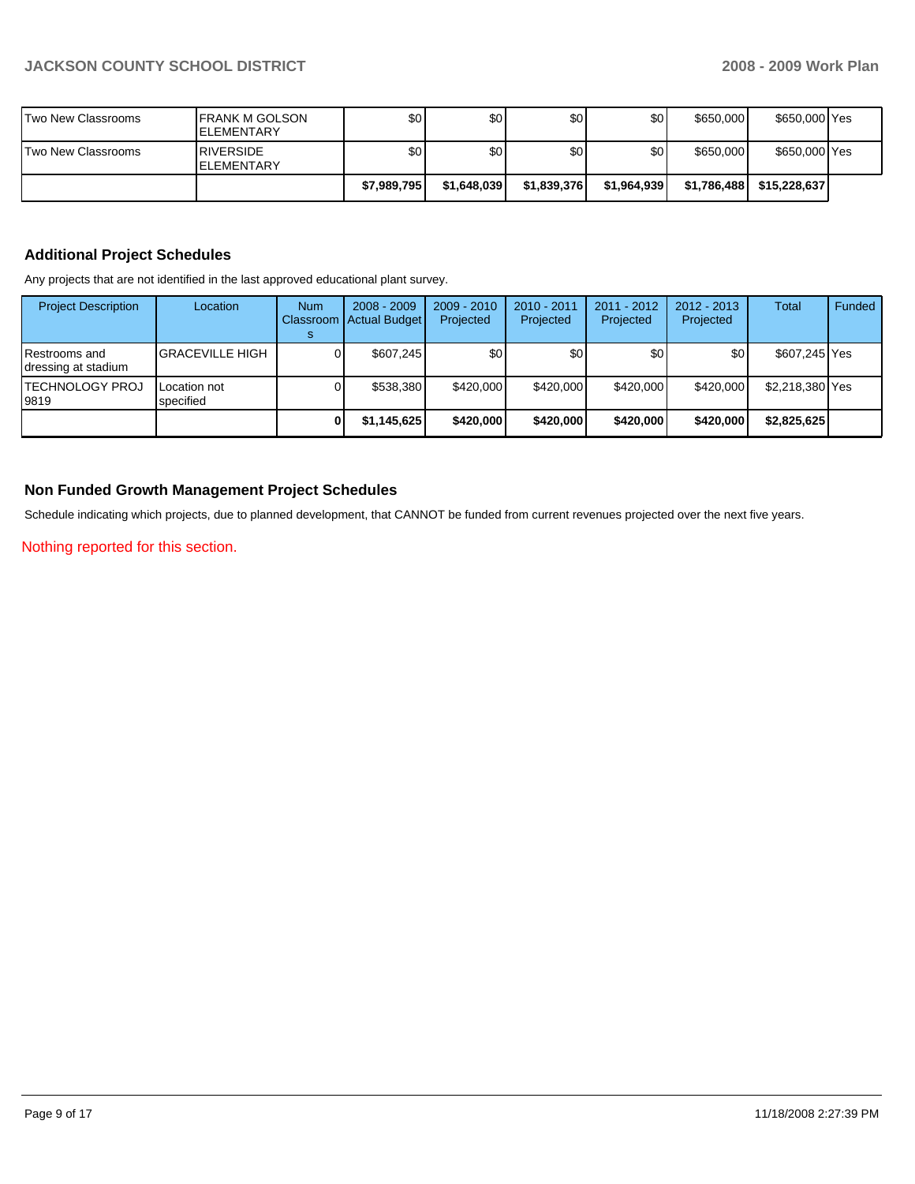| | | | | | | | | |
|---|---|---|---|---|---|---|---|---|
| Two New Classrooms | FRANK M GOLSON ELEMENTARY | $0 | $0 | $0 | $0 | $650,000 | $650,000 | Yes |
| Two New Classrooms | RIVERSIDE ELEMENTARY | $0 | $0 | $0 | $0 | $650,000 | $650,000 | Yes |
| | | **$7,989,795** | **$1,648,039** | **$1,839,376** | **$1,964,939** | **$1,786,488** | **$15,228,637** | |

## Additional Project Schedules

Any projects that are not identified in the last approved educational plant survey.

| Project Description | Location | Num Classrooms | 2008 - 2009 Actual Budget | 2009 - 2010 Projected | 2010 - 2011 Projected | 2011 - 2012 Projected | 2012 - 2013 Projected | Total | Funded |
|---|---|---|---|---|---|---|---|---|---|
| Restrooms and dressing at stadium | GRACEVILLE HIGH | 0 | $607,245 | $0 | $0 | $0 | $0 | $607,245 | Yes |
| TECHNOLOGY PROJ 9819 | Location not specified | 0 | $538,380 | $420,000 | $420,000 | $420,000 | $420,000 | $2,218,380 | Yes |
| | | **0** | **$1,145,625** | **$420,000** | **$420,000** | **$420,000** | **$420,000** | **$2,825,625** | |

## Non Funded Growth Management Project Schedules

Schedule indicating which projects, due to planned development, that CANNOT be funded from current revenues projected over the next five years.

Nothing reported for this section.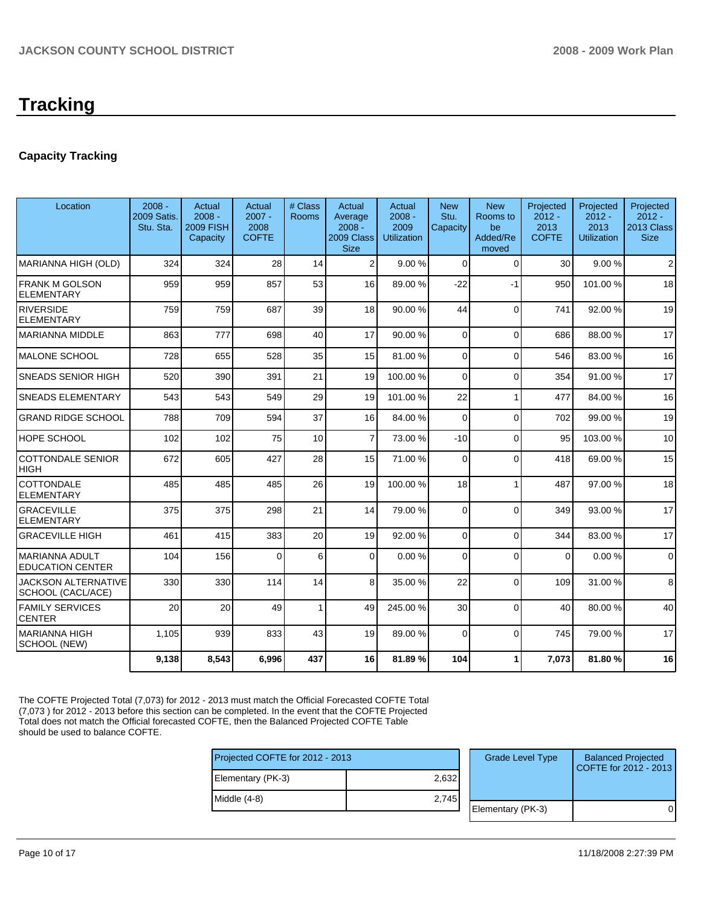# Tracking

### Capacity Tracking

| Location | 2008 - 2009 Satis. Stu. Sta. | Actual 2008 - 2009 FISH Capacity | Actual 2007 - 2008 COFTE | # Class Rooms | Actual Average 2008 - 2009 Class Size | Actual 2008 - 2009 Utilization | New Stu. Capacity | New Rooms to be Added/Re moved | Projected 2012 - 2013 COFTE | Projected 2012 - 2013 Utilization | Projected 2012 - 2013 Class Size |
|---|---|---|---|---|---|---|---|---|---|---|---|
| MARIANNA HIGH (OLD) | 324 | 324 | 28 | 14 | 2 | 9.00 % | 0 | 0 | 30 | 9.00 % | 2 |
| FRANK M GOLSON ELEMENTARY | 959 | 959 | 857 | 53 | 16 | 89.00 % | -22 | -1 | 950 | 101.00 % | 18 |
| RIVERSIDE ELEMENTARY | 759 | 759 | 687 | 39 | 18 | 90.00 % | 44 | 0 | 741 | 92.00 % | 19 |
| MARIANNA MIDDLE | 863 | 777 | 698 | 40 | 17 | 90.00 % | 0 | 0 | 686 | 88.00 % | 17 |
| MALONE SCHOOL | 728 | 655 | 528 | 35 | 15 | 81.00 % | 0 | 0 | 546 | 83.00 % | 16 |
| SNEADS SENIOR HIGH | 520 | 390 | 391 | 21 | 19 | 100.00 % | 0 | 0 | 354 | 91.00 % | 17 |
| SNEADS ELEMENTARY | 543 | 543 | 549 | 29 | 19 | 101.00 % | 22 | 1 | 477 | 84.00 % | 16 |
| GRAND RIDGE SCHOOL | 788 | 709 | 594 | 37 | 16 | 84.00 % | 0 | 0 | 702 | 99.00 % | 19 |
| HOPE SCHOOL | 102 | 102 | 75 | 10 | 7 | 73.00 % | -10 | 0 | 95 | 103.00 % | 10 |
| COTTONDALE SENIOR HIGH | 672 | 605 | 427 | 28 | 15 | 71.00 % | 0 | 0 | 418 | 69.00 % | 15 |
| COTTONDALE ELEMENTARY | 485 | 485 | 485 | 26 | 19 | 100.00 % | 18 | 1 | 487 | 97.00 % | 18 |
| GRACEVILLE ELEMENTARY | 375 | 375 | 298 | 21 | 14 | 79.00 % | 0 | 0 | 349 | 93.00 % | 17 |
| GRACEVILLE HIGH | 461 | 415 | 383 | 20 | 19 | 92.00 % | 0 | 0 | 344 | 83.00 % | 17 |
| MARIANNA ADULT EDUCATION CENTER | 104 | 156 | 0 | 6 | 0 | 0.00 % | 0 | 0 | 0 | 0.00 % | 0 |
| JACKSON ALTERNATIVE SCHOOL (CACL/ACE) | 330 | 330 | 114 | 14 | 8 | 35.00 % | 22 | 0 | 109 | 31.00 % | 8 |
| FAMILY SERVICES CENTER | 20 | 20 | 49 | 1 | 49 | 245.00 % | 30 | 0 | 40 | 80.00 % | 40 |
| MARIANNA HIGH SCHOOL (NEW) | 1,105 | 939 | 833 | 43 | 19 | 89.00 % | 0 | 0 | 745 | 79.00 % | 17 |
| | **9,138** | **8,543** | **6,996** | **437** | **16** | **81.89 %** | **104** | **1** | **7,073** | **81.80 %** | **16** |

The COFTE Projected Total (7,073) for 2012 - 2013 must match the Official Forecasted COFTE Total (7,073 ) for 2012 - 2013 before this section can be completed. In the event that the COFTE Projected Total does not match the Official forecasted COFTE, then the Balanced Projected COFTE Table should be used to balance COFTE.

| Projected COFTE for 2012 - 2013 | |
|---|---|
| Elementary (PK-3) | 2,632 |
| Middle (4-8) | 2,745 |

| Grade Level Type | Balanced Projected COFTE for 2012 - 2013 |
|---|---|
| Elementary (PK-3) | 0 |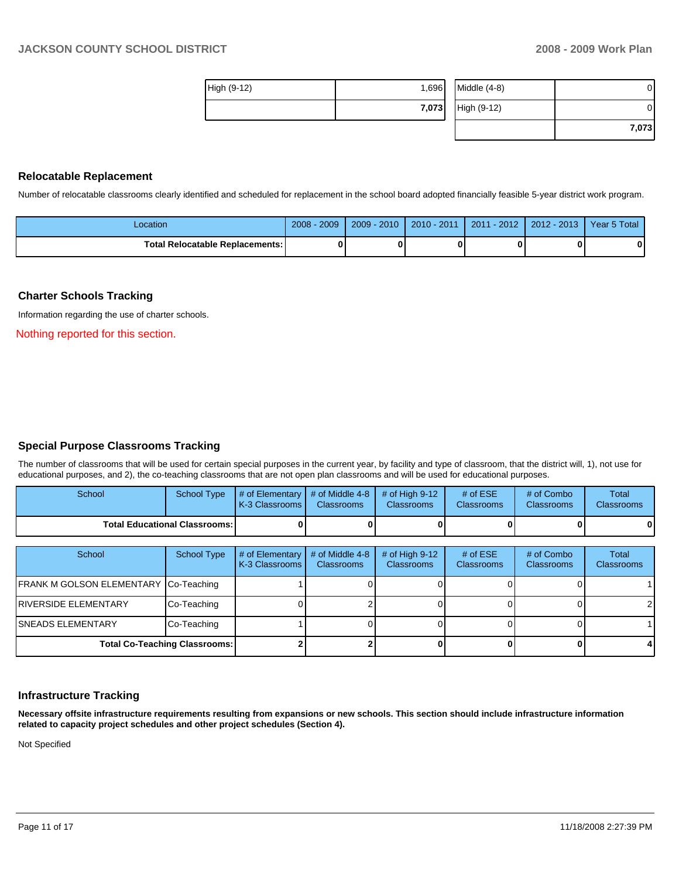| High (9-12) | 1,696 |
|---|---|
| | **7,073** |

| Middle (4-8) | 0 |
|---|---|
| High (9-12) | 0 |
| | **7,073** |

## Relocatable Replacement

Number of relocatable classrooms clearly identified and scheduled for replacement in the school board adopted financially feasible 5-year district work program.

| Location | 2008 - 2009 | 2009 - 2010 | 2010 - 2011 | 2011 - 2012 | 2012 - 2013 | Year 5 Total |
|---|---|---|---|---|---|---|
| **Total Relocatable Replacements:** | **0** | **0** | **0** | **0** | **0** | **0** |

## Charter Schools Tracking

Information regarding the use of charter schools.

Nothing reported for this section.

## Special Purpose Classrooms Tracking

The number of classrooms that will be used for certain special purposes in the current year, by facility and type of classroom, that the district will, 1), not use for educational purposes, and 2), the co-teaching classrooms that are not open plan classrooms and will be used for educational purposes.

| School | School Type | # of Elementary K-3 Classrooms | # of Middle 4-8 Classrooms | # of High 9-12 Classrooms | # of ESE Classrooms | # of Combo Classrooms | Total Classrooms |
|---|---|---|---|---|---|---|---|
| **Total Educational Classrooms:** | | **0** | **0** | **0** | **0** | **0** | **0** |

| School | School Type | # of Elementary K-3 Classrooms | # of Middle 4-8 Classrooms | # of High 9-12 Classrooms | # of ESE Classrooms | # of Combo Classrooms | Total Classrooms |
|---|---|---|---|---|---|---|---|
| FRANK M GOLSON ELEMENTARY | Co-Teaching | 1 | 0 | 0 | 0 | 0 | 1 |
| RIVERSIDE ELEMENTARY | Co-Teaching | 0 | 2 | 0 | 0 | 0 | 2 |
| SNEADS ELEMENTARY | Co-Teaching | 1 | 0 | 0 | 0 | 0 | 1 |
| **Total Co-Teaching Classrooms:** | | **2** | **2** | **0** | **0** | **0** | **4** |

## Infrastructure Tracking

**Necessary offsite infrastructure requirements resulting from expansions or new schools. This section should include infrastructure information related to capacity project schedules and other project schedules (Section 4).**

Not Specified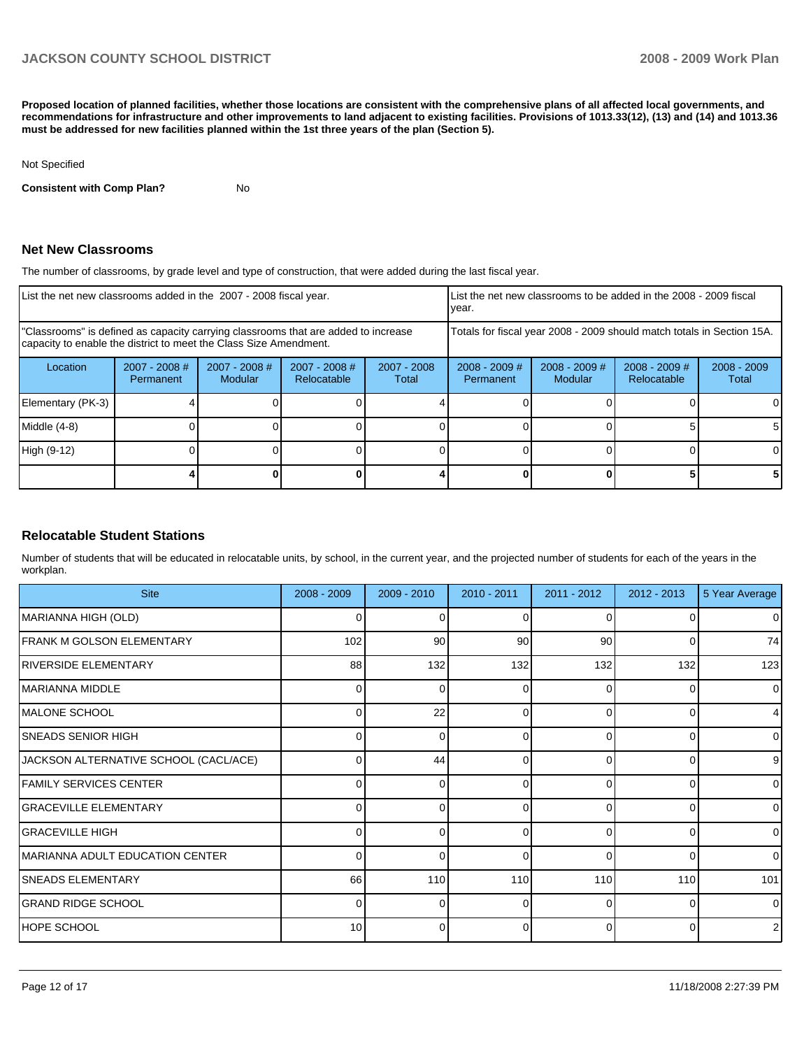**Proposed location of planned facilities, whether those locations are consistent with the comprehensive plans of all affected local governments, and recommendations for infrastructure and other improvements to land adjacent to existing facilities. Provisions of 1013.33(12), (13) and (14) and 1013.36 must be addressed for new facilities planned within the 1st three years of the plan (Section 5).**

Not Specified

**Consistent with Comp Plan?** No

## Net New Classrooms

The number of classrooms, by grade level and type of construction, that were added during the last fiscal year.

| List the net new classrooms added in the 2007 - 2008 fiscal year. | | | | | List the net new classrooms to be added in the 2008 - 2009 fiscal year. | | | |
|---|---|---|---|---|---|---|---|---|
| "Classrooms" is defined as capacity carrying classrooms that are added to increase capacity to enable the district to meet the Class Size Amendment. | | | | | Totals for fiscal year 2008 - 2009 should match totals in Section 15A. | | | |
| Location | 2007 - 2008 # Permanent | 2007 - 2008 # Modular | 2007 - 2008 # Relocatable | 2007 - 2008 Total | 2008 - 2009 # Permanent | 2008 - 2009 # Modular | 2008 - 2009 # Relocatable | 2008 - 2009 Total |
| Elementary (PK-3) | 4 | 0 | 0 | 4 | 0 | 0 | 0 | 0 |
| Middle (4-8) | 0 | 0 | 0 | 0 | 0 | 0 | 5 | 5 |
| High (9-12) | 0 | 0 | 0 | 0 | 0 | 0 | 0 | 0 |
| | **4** | **0** | **0** | **4** | **0** | **0** | **5** | **5** |

## Relocatable Student Stations

Number of students that will be educated in relocatable units, by school, in the current year, and the projected number of students for each of the years in the workplan.

| Site | 2008 - 2009 | 2009 - 2010 | 2010 - 2011 | 2011 - 2012 | 2012 - 2013 | 5 Year Average |
|---|---|---|---|---|---|---|
| MARIANNA HIGH (OLD) | 0 | 0 | 0 | 0 | 0 | 0 |
| FRANK M GOLSON ELEMENTARY | 102 | 90 | 90 | 90 | 0 | 74 |
| RIVERSIDE ELEMENTARY | 88 | 132 | 132 | 132 | 132 | 123 |
| MARIANNA MIDDLE | 0 | 0 | 0 | 0 | 0 | 0 |
| MALONE SCHOOL | 0 | 22 | 0 | 0 | 0 | 4 |
| SNEADS SENIOR HIGH | 0 | 0 | 0 | 0 | 0 | 0 |
| JACKSON ALTERNATIVE SCHOOL (CACL/ACE) | 0 | 44 | 0 | 0 | 0 | 9 |
| FAMILY SERVICES CENTER | 0 | 0 | 0 | 0 | 0 | 0 |
| GRACEVILLE ELEMENTARY | 0 | 0 | 0 | 0 | 0 | 0 |
| GRACEVILLE HIGH | 0 | 0 | 0 | 0 | 0 | 0 |
| MARIANNA ADULT EDUCATION CENTER | 0 | 0 | 0 | 0 | 0 | 0 |
| SNEADS ELEMENTARY | 66 | 110 | 110 | 110 | 110 | 101 |
| GRAND RIDGE SCHOOL | 0 | 0 | 0 | 0 | 0 | 0 |
| HOPE SCHOOL | 10 | 0 | 0 | 0 | 0 | 2 |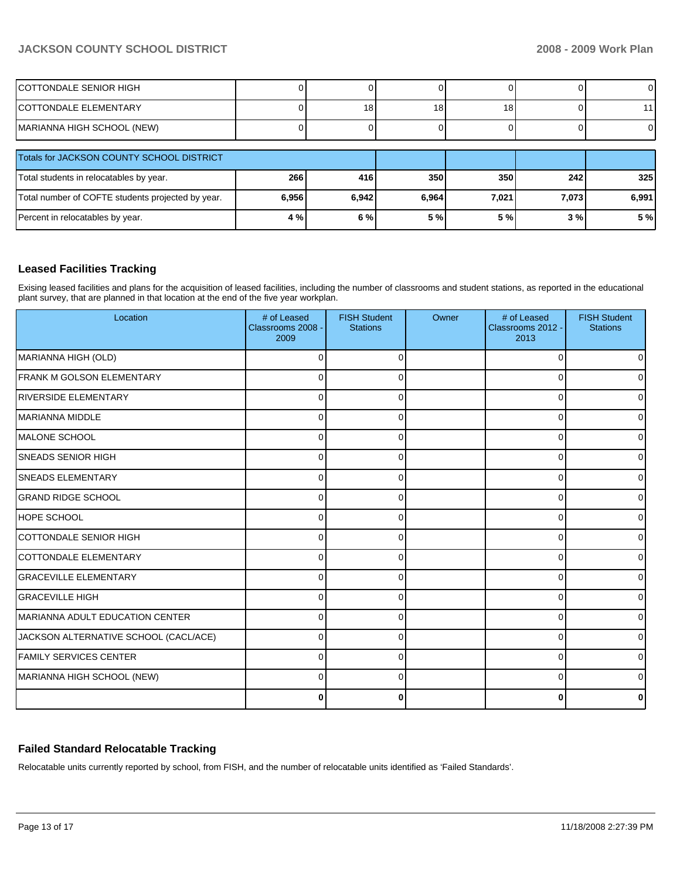| | | | | | | |
|---|---|---|---|---|---|---|
| COTTONDALE SENIOR HIGH | 0 | 0 | 0 | 0 | 0 | 0 |
| COTTONDALE ELEMENTARY | 0 | 18 | 18 | 18 | 0 | 11 |
| MARIANNA HIGH SCHOOL (NEW) | 0 | 0 | 0 | 0 | 0 | 0 |

| Totals for JACKSON COUNTY SCHOOL DISTRICT | | | | | | |
|---|---|---|---|---|---|---|
| Total students in relocatables by year. | **266** | **416** | **350** | **350** | **242** | **325** |
| Total number of COFTE students projected by year. | **6,956** | **6,942** | **6,964** | **7,021** | **7,073** | **6,991** |
| Percent in relocatables by year. | **4 %** | **6 %** | **5 %** | **5 %** | **3 %** | **5 %** |

## Leased Facilities Tracking

Exising leased facilities and plans for the acquisition of leased facilities, including the number of classrooms and student stations, as reported in the educational plant survey, that are planned in that location at the end of the five year workplan.

| Location | # of Leased Classrooms 2008 - 2009 | FISH Student Stations | Owner | # of Leased Classrooms 2012 - 2013 | FISH Student Stations |
|---|---|---|---|---|---|
| MARIANNA HIGH (OLD) | 0 | 0 | | 0 | 0 |
| FRANK M GOLSON ELEMENTARY | 0 | 0 | | 0 | 0 |
| RIVERSIDE ELEMENTARY | 0 | 0 | | 0 | 0 |
| MARIANNA MIDDLE | 0 | 0 | | 0 | 0 |
| MALONE SCHOOL | 0 | 0 | | 0 | 0 |
| SNEADS SENIOR HIGH | 0 | 0 | | 0 | 0 |
| SNEADS ELEMENTARY | 0 | 0 | | 0 | 0 |
| GRAND RIDGE SCHOOL | 0 | 0 | | 0 | 0 |
| HOPE SCHOOL | 0 | 0 | | 0 | 0 |
| COTTONDALE SENIOR HIGH | 0 | 0 | | 0 | 0 |
| COTTONDALE ELEMENTARY | 0 | 0 | | 0 | 0 |
| GRACEVILLE ELEMENTARY | 0 | 0 | | 0 | 0 |
| GRACEVILLE HIGH | 0 | 0 | | 0 | 0 |
| MARIANNA ADULT EDUCATION CENTER | 0 | 0 | | 0 | 0 |
| JACKSON ALTERNATIVE SCHOOL (CACL/ACE) | 0 | 0 | | 0 | 0 |
| FAMILY SERVICES CENTER | 0 | 0 | | 0 | 0 |
| MARIANNA HIGH SCHOOL (NEW) | 0 | 0 | | 0 | 0 |
| | **0** | **0** | | **0** | **0** |

## Failed Standard Relocatable Tracking

Relocatable units currently reported by school, from FISH, and the number of relocatable units identified as 'Failed Standards'.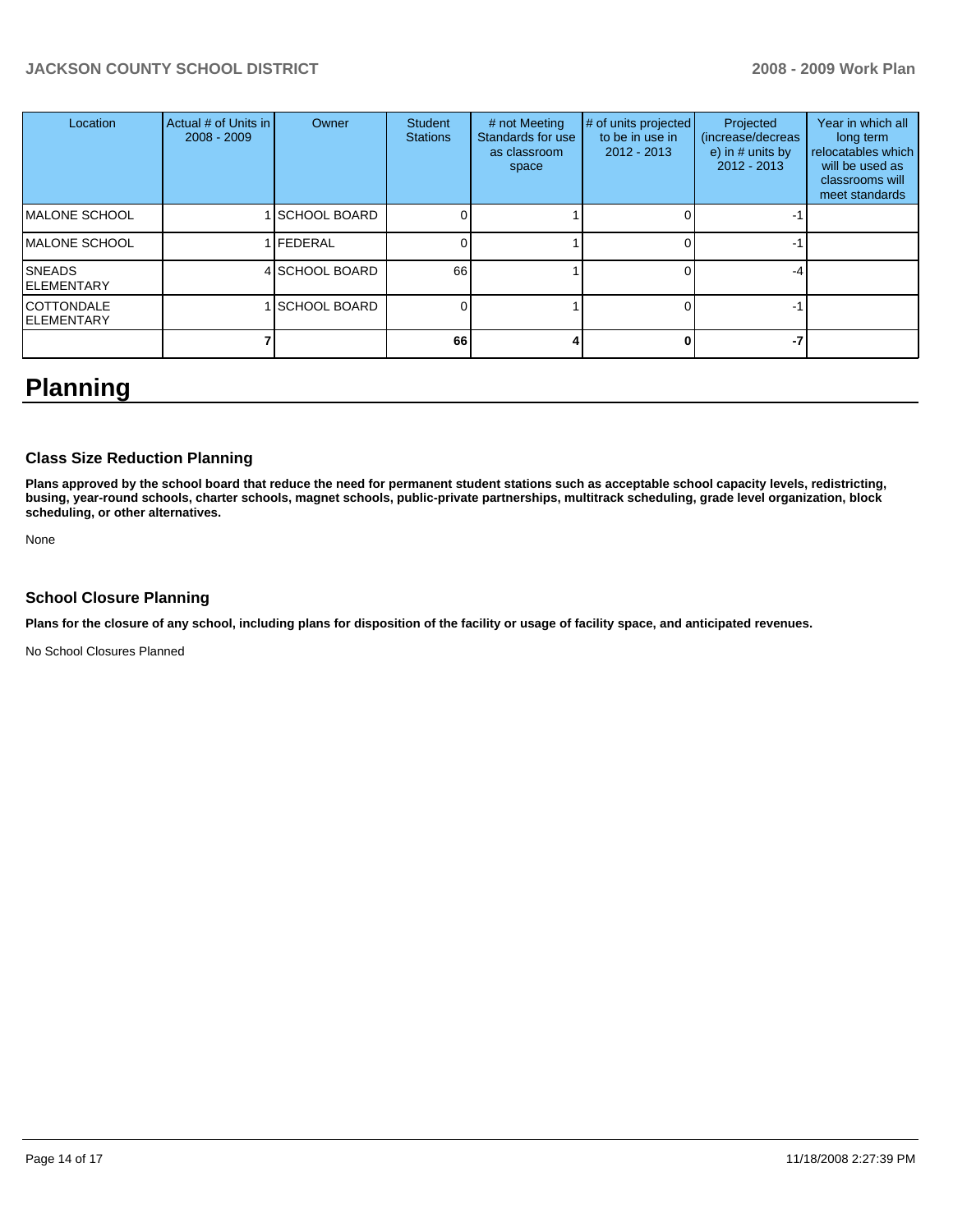| Location | Actual # of Units in 2008 - 2009 | Owner | Student Stations | # not Meeting Standards for use as classroom space | # of units projected to be in use in 2012 - 2013 | Projected (increase/decrease) in # units by 2012 - 2013 | Year in which all long term relocatables which will be used as classrooms will meet standards |
|---|---|---|---|---|---|---|---|
| MALONE SCHOOL | 1 | SCHOOL BOARD | 0 | 1 | 0 | -1 | |
| MALONE SCHOOL | 1 | FEDERAL | 0 | 1 | 0 | -1 | |
| SNEADS ELEMENTARY | 4 | SCHOOL BOARD | 66 | 1 | 0 | -4 | |
| COTTONDALE ELEMENTARY | 1 | SCHOOL BOARD | 0 | 1 | 0 | -1 | |
| | **7** | | **66** | **4** | **0** | **-7** | |

# Planning

### Class Size Reduction Planning

**Plans approved by the school board that reduce the need for permanent student stations such as acceptable school capacity levels, redistricting, busing, year-round schools, charter schools, magnet schools, public-private partnerships, multitrack scheduling, grade level organization, block scheduling, or other alternatives.**

None

### School Closure Planning

**Plans for the closure of any school, including plans for disposition of the facility or usage of facility space, and anticipated revenues.**

No School Closures Planned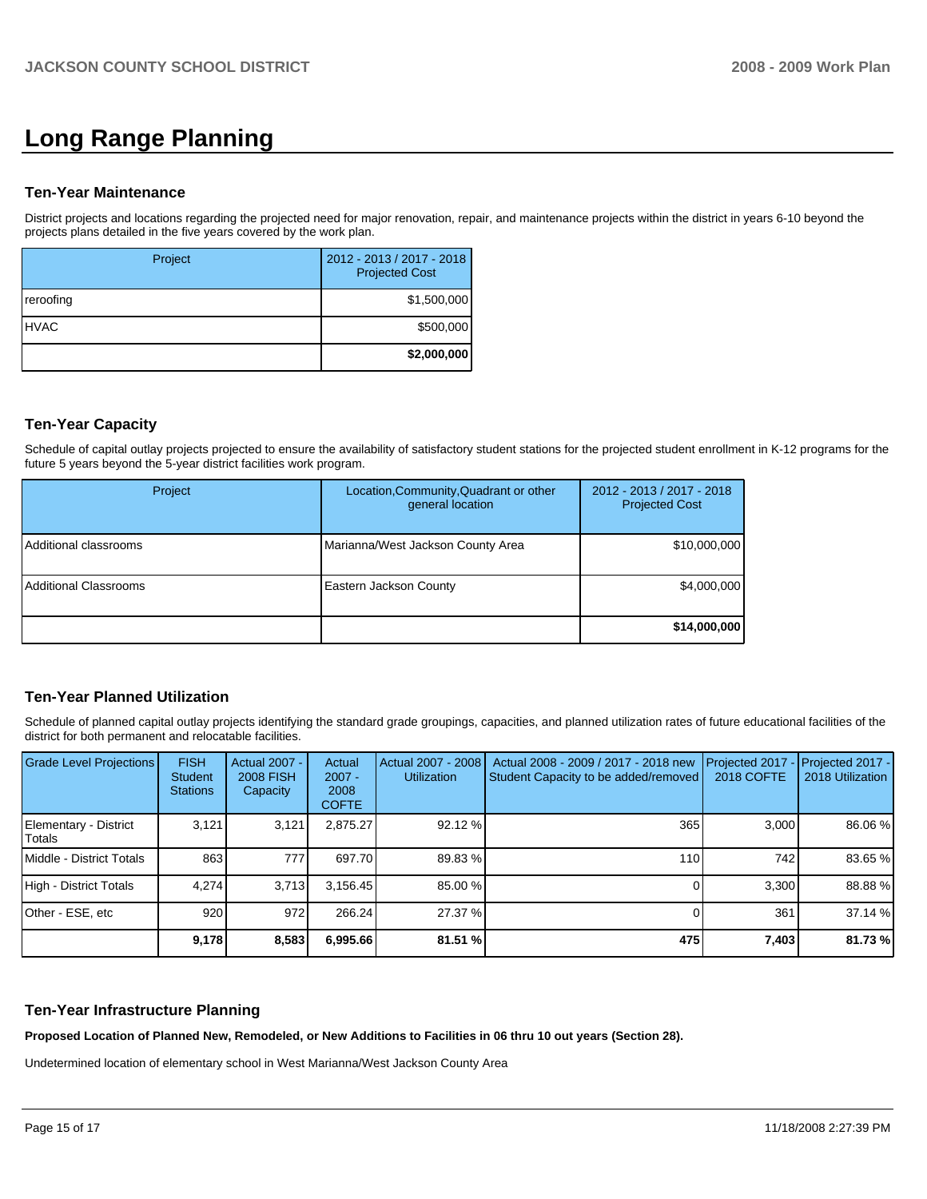# Long Range Planning

### Ten-Year Maintenance

District projects and locations regarding the projected need for major renovation, repair, and maintenance projects within the district in years 6-10 beyond the projects plans detailed in the five years covered by the work plan.

| Project | 2012 - 2013 / 2017 - 2018 Projected Cost |
|---|---|
| reroofing | $1,500,000 |
| HVAC | $500,000 |
| | **$2,000,000** |

### Ten-Year Capacity

Schedule of capital outlay projects projected to ensure the availability of satisfactory student stations for the projected student enrollment in K-12 programs for the future 5 years beyond the 5-year district facilities work program.

| Project | Location,Community,Quadrant or other general location | 2012 - 2013 / 2017 - 2018 Projected Cost |
|---|---|---|
| Additional classrooms | Marianna/West Jackson County Area | $10,000,000 |
| Additional Classrooms | Eastern Jackson County | $4,000,000 |
| | | **$14,000,000** |

### Ten-Year Planned Utilization

Schedule of planned capital outlay projects identifying the standard grade groupings, capacities, and planned utilization rates of future educational facilities of the district for both permanent and relocatable facilities.

| Grade Level Projections | FISH Student Stations | Actual 2007 - 2008 FISH Capacity | Actual 2007 - 2008 COFTE | Actual 2007 - 2008 Utilization | Actual 2008 - 2009 / 2017 - 2018 new Student Capacity to be added/removed | Projected 2017 - 2018 COFTE | Projected 2017 - 2018 Utilization |
|---|---|---|---|---|---|---|---|
| Elementary - District Totals | 3,121 | 3,121 | 2,875.27 | 92.12 % | 365 | 3,000 | 86.06 % |
| Middle - District Totals | 863 | 777 | 697.70 | 89.83 % | 110 | 742 | 83.65 % |
| High - District Totals | 4,274 | 3,713 | 3,156.45 | 85.00 % | 0 | 3,300 | 88.88 % |
| Other - ESE, etc | 920 | 972 | 266.24 | 27.37 % | 0 | 361 | 37.14 % |
| | **9,178** | **8,583** | **6,995.66** | **81.51 %** | **475** | **7,403** | **81.73 %** |

### Ten-Year Infrastructure Planning

**Proposed Location of Planned New, Remodeled, or New Additions to Facilities in 06 thru 10 out years (Section 28).**

Undetermined location of elementary school in West Marianna/West Jackson County Area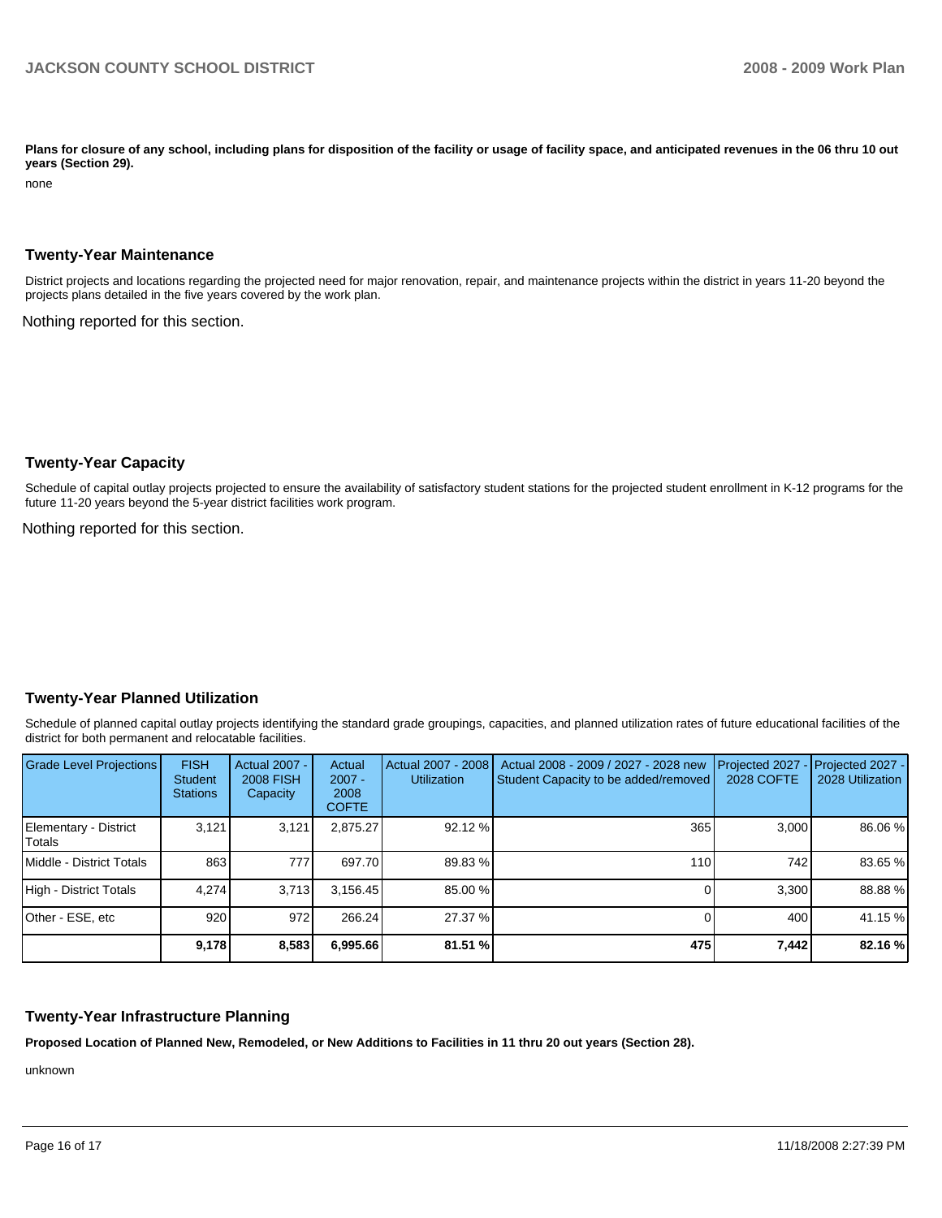**Plans for closure of any school, including plans for disposition of the facility or usage of facility space, and anticipated revenues in the 06 thru 10 out years (Section 29).**

none

## Twenty-Year Maintenance

District projects and locations regarding the projected need for major renovation, repair, and maintenance projects within the district in years 11-20 beyond the projects plans detailed in the five years covered by the work plan.

Nothing reported for this section.

## Twenty-Year Capacity

Schedule of capital outlay projects projected to ensure the availability of satisfactory student stations for the projected student enrollment in K-12 programs for the future 11-20 years beyond the 5-year district facilities work program.

Nothing reported for this section.

## Twenty-Year Planned Utilization

Schedule of planned capital outlay projects identifying the standard grade groupings, capacities, and planned utilization rates of future educational facilities of the district for both permanent and relocatable facilities.

| Grade Level Projections | FISH Student Stations | Actual 2007 - 2008 FISH Capacity | Actual 2007 - 2008 COFTE | Actual 2007 - 2008 Utilization | Actual 2008 - 2009 / 2027 - 2028 new Student Capacity to be added/removed | Projected 2027 - 2028 COFTE | Projected 2027 - 2028 Utilization |
|---|---|---|---|---|---|---|---|
| Elementary - District Totals | 3,121 | 3,121 | 2,875.27 | 92.12 % | 365 | 3,000 | 86.06 % |
| Middle - District Totals | 863 | 777 | 697.70 | 89.83 % | 110 | 742 | 83.65 % |
| High - District Totals | 4,274 | 3,713 | 3,156.45 | 85.00 % | 0 | 3,300 | 88.88 % |
| Other - ESE, etc | 920 | 972 | 266.24 | 27.37 % | 0 | 400 | 41.15 % |
| | **9,178** | **8,583** | **6,995.66** | **81.51 %** | **475** | **7,442** | **82.16 %** |

## Twenty-Year Infrastructure Planning

**Proposed Location of Planned New, Remodeled, or New Additions to Facilities in 11 thru 20 out years (Section 28).**

unknown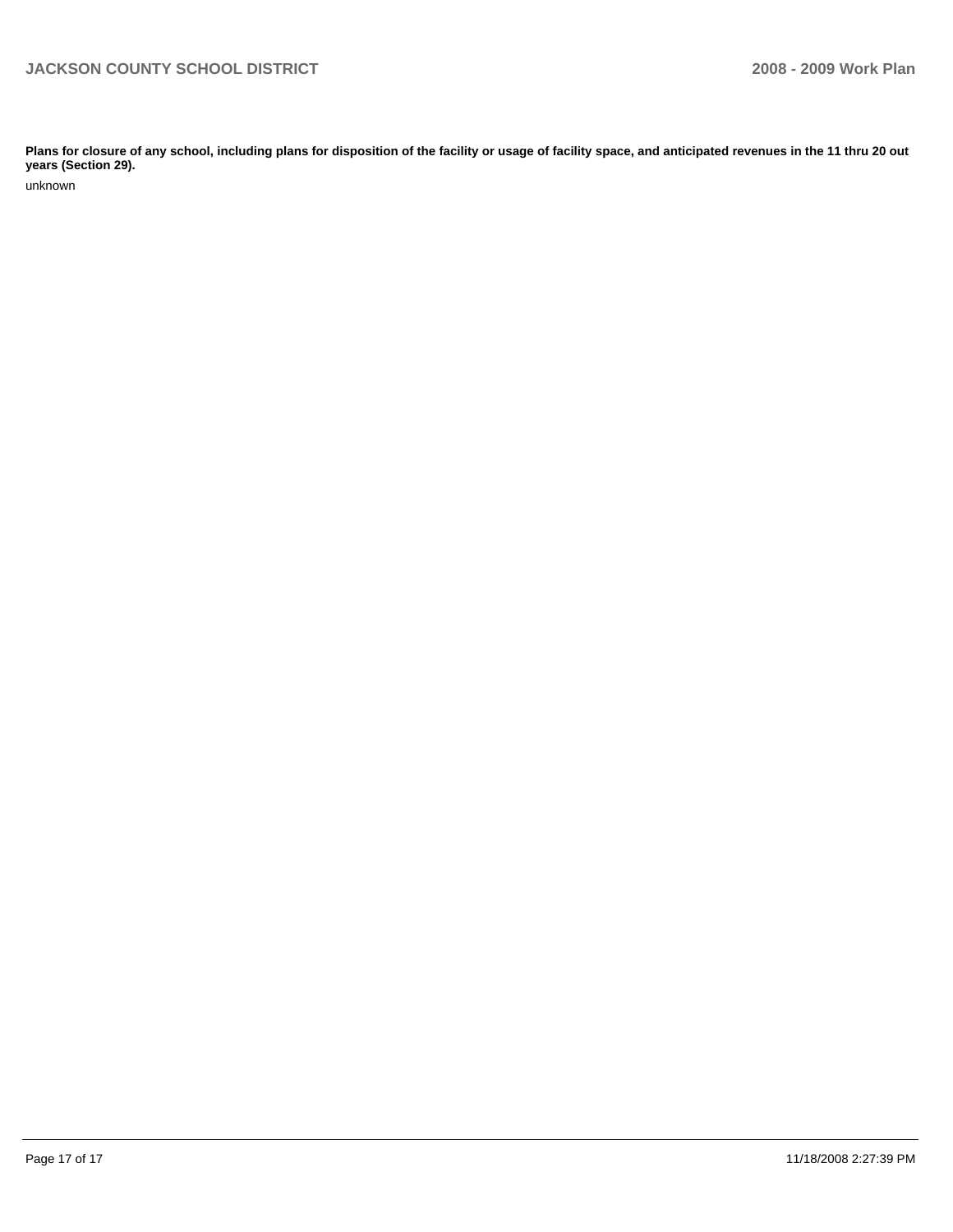**Plans for closure of any school, including plans for disposition of the facility or usage of facility space, and anticipated revenues in the 11 thru 20 out years (Section 29).**

unknown